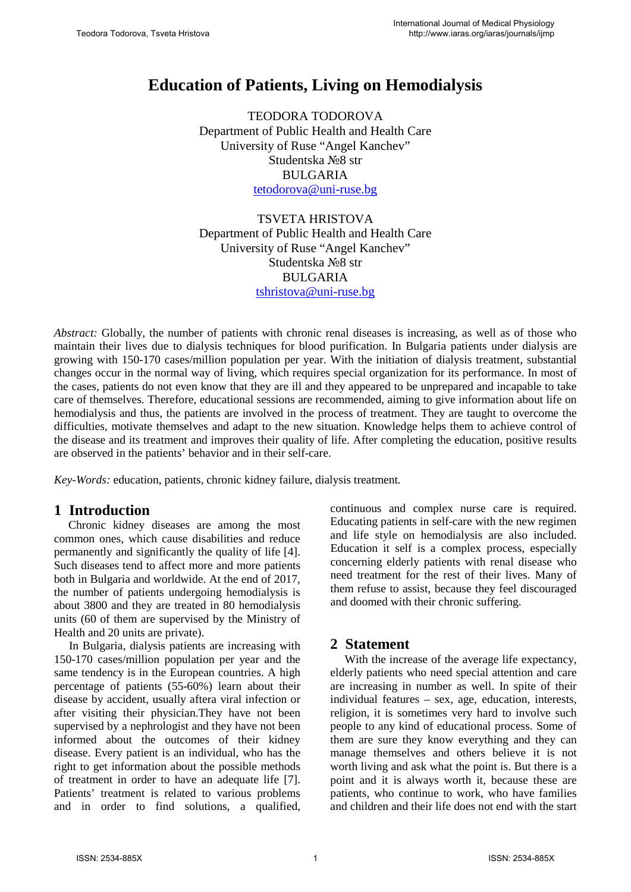# Education of Patients, Living on Hemodialysis

TEODORA TODOROVA
Department of Public Health and Health Care
University of Ruse "Angel Kanchev"
Studentska №8 str
BULGARIA
tetodorova@uni-ruse.bg

TSVETA HRISTOVA
Department of Public Health and Health Care
University of Ruse "Angel Kanchev"
Studentska №8 str
BULGARIA
tshristova@uni-ruse.bg

*Abstract:* Globally, the number of patients with chronic renal diseases is increasing, as well as of those who maintain their lives due to dialysis techniques for blood purification. In Bulgaria patients under dialysis are growing with 150-170 cases/million population per year. With the initiation of dialysis treatment, substantial changes occur in the normal way of living, which requires special organization for its performance. In most of the cases, patients do not even know that they are ill and they appeared to be unprepared and incapable to take care of themselves. Therefore, educational sessions are recommended, aiming to give information about life on hemodialysis and thus, the patients are involved in the process of treatment. They are taught to overcome the difficulties, motivate themselves and adapt to the new situation. Knowledge helps them to achieve control of the disease and its treatment and improves their quality of life. After completing the education, positive results are observed in the patients' behavior and in their self-care.

*Key-Words:* education, patients, chronic kidney failure, dialysis treatment.

## 1 Introduction

Chronic kidney diseases are among the most common ones, which cause disabilities and reduce permanently and significantly the quality of life [4]. Such diseases tend to affect more and more patients both in Bulgaria and worldwide. At the end of 2017, the number of patients undergoing hemodialysis is about 3800 and they are treated in 80 hemodialysis units (60 of them are supervised by the Ministry of Health and 20 units are private).

In Bulgaria, dialysis patients are increasing with 150-170 cases/million population per year and the same tendency is in the European countries. A high percentage of patients (55-60%) learn about their disease by accident, usually aftera viral infection or after visiting their physician.They have not been supervised by a nephrologist and they have not been informed about the outcomes of their kidney disease. Every patient is an individual, who has the right to get information about the possible methods of treatment in order to have an adequate life [7]. Patients' treatment is related to various problems and in order to find solutions, a qualified, continuous and complex nurse care is required. Educating patients in self-care with the new regimen and life style on hemodialysis are also included. Education it self is a complex process, especially concerning elderly patients with renal disease who need treatment for the rest of their lives. Many of them refuse to assist, because they feel discouraged and doomed with their chronic suffering.

## 2 Statement

With the increase of the average life expectancy, elderly patients who need special attention and care are increasing in number as well. In spite of their individual features – sex, age, education, interests, religion, it is sometimes very hard to involve such people to any kind of educational process. Some of them are sure they know everything and they can manage themselves and others believe it is not worth living and ask what the point is. But there is a point and it is always worth it, because these are patients, who continue to work, who have families and children and their life does not end with the start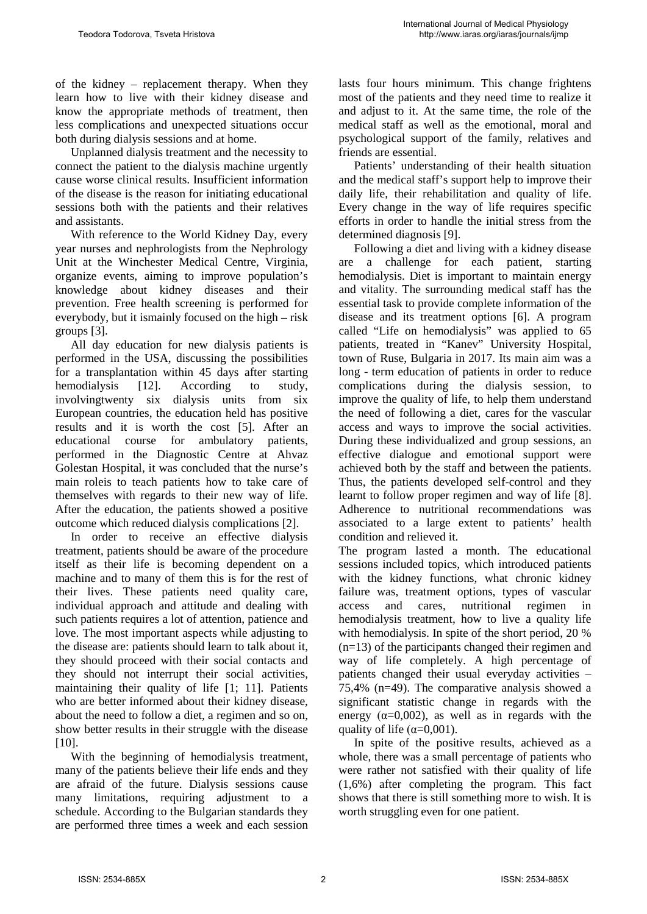of the kidney – replacement therapy. When they learn how to live with their kidney disease and know the appropriate methods of treatment, then less complications and unexpected situations occur both during dialysis sessions and at home.

Unplanned dialysis treatment and the necessity to connect the patient to the dialysis machine urgently cause worse clinical results. Insufficient information of the disease is the reason for initiating educational sessions both with the patients and their relatives and assistants.

With reference to the World Kidney Day, every year nurses and nephrologists from the Nephrology Unit at the Winchester Medical Centre, Virginia, organize events, aiming to improve population's knowledge about kidney diseases and their prevention. Free health screening is performed for everybody, but it ismainly focused on the high – risk groups [3].

All day education for new dialysis patients is performed in the USA, discussing the possibilities for a transplantation within 45 days after starting hemodialysis [12]. According to study, involvingtwenty six dialysis units from six European countries, the education held has positive results and it is worth the cost [5]. After an educational course for ambulatory patients, performed in the Diagnostic Centre at Ahvaz Golestan Hospital, it was concluded that the nurse's main roleis to teach patients how to take care of themselves with regards to their new way of life. After the education, the patients showed a positive outcome which reduced dialysis complications [2].

In order to receive an effective dialysis treatment, patients should be aware of the procedure itself as their life is becoming dependent on a machine and to many of them this is for the rest of their lives. These patients need quality care, individual approach and attitude and dealing with such patients requires a lot of attention, patience and love. The most important aspects while adjusting to the disease are: patients should learn to talk about it, they should proceed with their social contacts and they should not interrupt their social activities, maintaining their quality of life [1; 11]. Patients who are better informed about their kidney disease, about the need to follow a diet, a regimen and so on, show better results in their struggle with the disease [10].

With the beginning of hemodialysis treatment, many of the patients believe their life ends and they are afraid of the future. Dialysis sessions cause many limitations, requiring adjustment to a schedule. According to the Bulgarian standards they are performed three times a week and each session lasts four hours minimum. This change frightens most of the patients and they need time to realize it and adjust to it. At the same time, the role of the medical staff as well as the emotional, moral and psychological support of the family, relatives and friends are essential.

Patients' understanding of their health situation and the medical staff's support help to improve their daily life, their rehabilitation and quality of life. Every change in the way of life requires specific efforts in order to handle the initial stress from the determined diagnosis [9].

Following a diet and living with a kidney disease are a challenge for each patient, starting hemodialysis. Diet is important to maintain energy and vitality. The surrounding medical staff has the essential task to provide complete information of the disease and its treatment options [6]. A program called "Life on hemodialysis" was applied to 65 patients, treated in "Kanev" University Hospital, town of Ruse, Bulgaria in 2017. Its main aim was a long - term education of patients in order to reduce complications during the dialysis session, to improve the quality of life, to help them understand the need of following a diet, cares for the vascular access and ways to improve the social activities. During these individualized and group sessions, an effective dialogue and emotional support were achieved both by the staff and between the patients. Thus, the patients developed self-control and they learnt to follow proper regimen and way of life [8]. Adherence to nutritional recommendations was associated to a large extent to patients' health condition and relieved it.

The program lasted a month. The educational sessions included topics, which introduced patients with the kidney functions, what chronic kidney failure was, treatment options, types of vascular access and cares, nutritional regimen in hemodialysis treatment, how to live a quality life with hemodialysis. In spite of the short period, 20 % (n=13) of the participants changed their regimen and way of life completely. A high percentage of patients changed their usual everyday activities – 75,4% (n=49). The comparative analysis showed a significant statistic change in regards with the energy ($\alpha$=0,002), as well as in regards with the quality of life ($\alpha$=0,001).

In spite of the positive results, achieved as a whole, there was a small percentage of patients who were rather not satisfied with their quality of life (1,6%) after completing the program. This fact shows that there is still something more to wish. It is worth struggling even for one patient.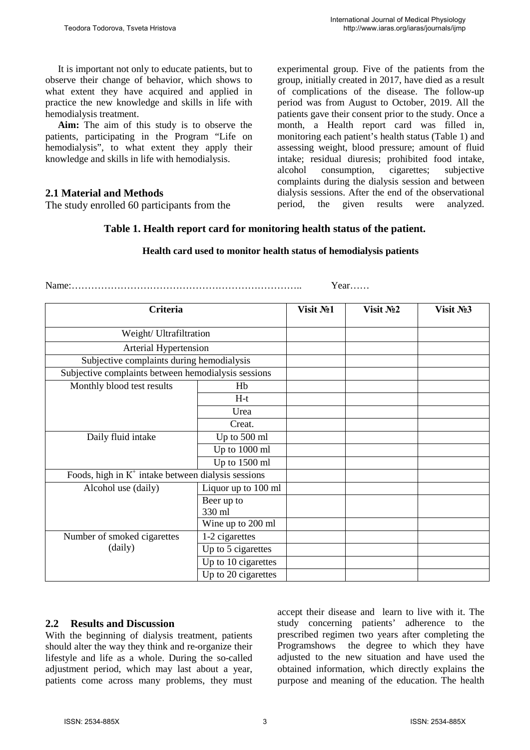It is important not only to educate patients, but to observe their change of behavior, which shows to what extent they have acquired and applied in practice the new knowledge and skills in life with hemodialysis treatment.

**Aim:** The aim of this study is to observe the patients, participating in the Program "Life on hemodialysis", to what extent they apply their knowledge and skills in life with hemodialysis.

## 2.1 Material and Methods

The study enrolled 60 participants from the experimental group. Five of the patients from the group, initially created in 2017, have died as a result of complications of the disease. The follow-up period was from August to October, 2019. All the patients gave their consent prior to the study. Once a month, a Health report card was filled in, monitoring each patient's health status (Table 1) and assessing weight, blood pressure; amount of fluid intake; residual diuresis; prohibited food intake, alcohol consumption, cigarettes; subjective complaints during the dialysis session and between dialysis sessions. After the end of the observational period, the given results were analyzed.

**Table 1. Health report card for monitoring health status of the patient.**

**Health card used to monitor health status of hemodialysis patients**

Name:……………………………………………………………….. Year……

| Criteria | | Visit №1 | Visit №2 | Visit №3 |
|---|---|---|---|---|
| Weight/ Ultrafiltration | | | | |
| Arterial Hypertension | | | | |
| Subjective complaints during hemodialysis | | | | |
| Subjective complaints between hemodialysis sessions | | | | |
| Monthly blood test results | Hb | | | |
| | H-t | | | |
| | Urea | | | |
| | Creat. | | | |
| Daily fluid intake | Up to 500 ml | | | |
| | Up to 1000 ml | | | |
| | Up to 1500 ml | | | |
| Foods, high in $K^+$ intake between dialysis sessions | | | | |
| Alcohol use (daily) | Liquor up to 100 ml | | | |
| | Beer up to 330 ml | | | |
| | Wine up to 200 ml | | | |
| Number of smoked cigarettes (daily) | 1-2 cigarettes | | | |
| | Up to 5 cigarettes | | | |
| | Up to 10 cigarettes | | | |
| | Up to 20 cigarettes | | | |

## 2.2 Results and Discussion

With the beginning of dialysis treatment, patients should alter the way they think and re-organize their lifestyle and life as a whole. During the so-called adjustment period, which may last about a year, patients come across many problems, they must accept their disease and learn to live with it. The study concerning patients' adherence to the prescribed regimen two years after completing the Programshows the degree to which they have adjusted to the new situation and have used the obtained information, which directly explains the purpose and meaning of the education. The health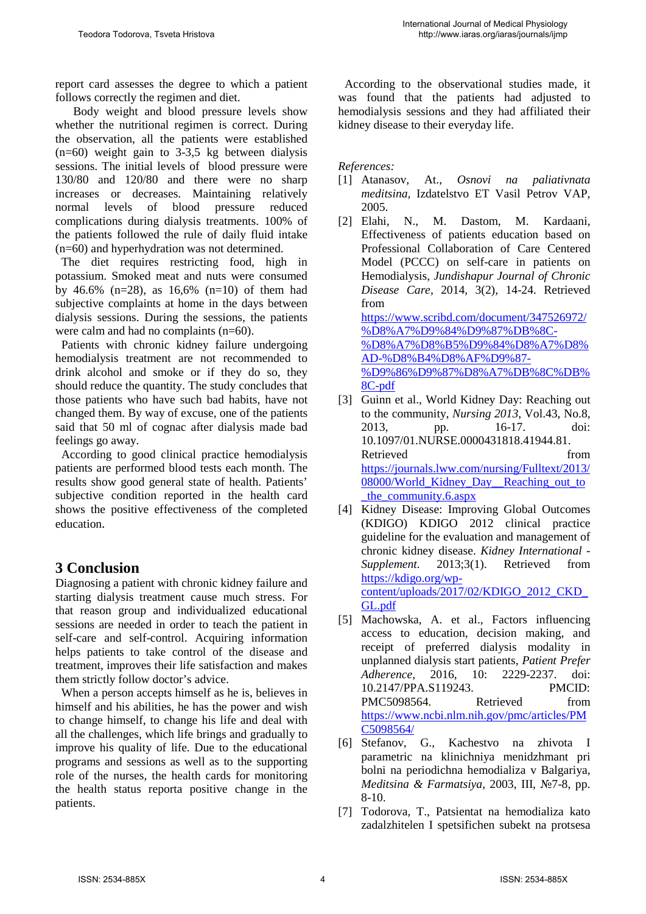report card assesses the degree to which a patient follows correctly the regimen and diet.

Body weight and blood pressure levels show whether the nutritional regimen is correct. During the observation, all the patients were established (n=60) weight gain to 3-3,5 kg between dialysis sessions. The initial levels of blood pressure were 130/80 and 120/80 and there were no sharp increases or decreases. Maintaining relatively normal levels of blood pressure reduced complications during dialysis treatments. 100% of the patients followed the rule of daily fluid intake (n=60) and hyperhydration was not determined.

The diet requires restricting food, high in potassium. Smoked meat and nuts were consumed by 46.6% (n=28), as 16,6% (n=10) of them had subjective complaints at home in the days between dialysis sessions. During the sessions, the patients were calm and had no complaints (n=60).

Patients with chronic kidney failure undergoing hemodialysis treatment are not recommended to drink alcohol and smoke or if they do so, they should reduce the quantity. The study concludes that those patients who have such bad habits, have not changed them. By way of excuse, one of the patients said that 50 ml of cognac after dialysis made bad feelings go away.

According to good clinical practice hemodialysis patients are performed blood tests each month. The results show good general state of health. Patients' subjective condition reported in the health card shows the positive effectiveness of the completed education.

## 3 Conclusion

Diagnosing a patient with chronic kidney failure and starting dialysis treatment cause much stress. For that reason group and individualized educational sessions are needed in order to teach the patient in self-care and self-control. Acquiring information helps patients to take control of the disease and treatment, improves their life satisfaction and makes them strictly follow doctor's advice.

When a person accepts himself as he is, believes in himself and his abilities, he has the power and wish to change himself, to change his life and deal with all the challenges, which life brings and gradually to improve his quality of life. Due to the educational programs and sessions as well as to the supporting role of the nurses, the health cards for monitoring the health status reporta positive change in the patients.

According to the observational studies made, it was found that the patients had adjusted to hemodialysis sessions and they had affiliated their kidney disease to their everyday life.

*References:*

[1] Atanasov, At., *Osnovi na paliativnata meditsina*, Izdatelstvo ET Vasil Petrov VAP, 2005.

[2] Elahi, N., M. Dastom, M. Kardaani, Effectiveness of patients education based on Professional Collaboration of Care Centered Model (PCCC) on self-care in patients on Hemodialysis, *Jundishapur Journal of Chronic Disease Care*, 2014, 3(2), 14-24. Retrieved from https://www.scribd.com/document/347526972/%D8%A7%D9%84%D9%87%DB%8C-%D8%A7%D8%B5%D9%84%D8%A7%D8%AD-%D8%B4%D8%AF%D9%87-%D9%86%D9%87%D8%A7%DB%8C%DB%8C-pdf

[3] Guinn et al., World Kidney Day: Reaching out to the community, *Nursing 2013*, Vol.43, No.8, 2013, pp. 16-17. doi: 10.1097/01.NURSE.0000431818.41944.81. Retrieved from https://journals.lww.com/nursing/Fulltext/2013/08000/World_Kidney_Day__Reaching_out_to_the_community.6.aspx

[4] Kidney Disease: Improving Global Outcomes (KDIGO) KDIGO 2012 clinical practice guideline for the evaluation and management of chronic kidney disease. *Kidney International - Supplement.* 2013;3(1). Retrieved from https://kdigo.org/wp-content/uploads/2017/02/KDIGO_2012_CKD_GL.pdf

[5] Machowska, A. et al., Factors influencing access to education, decision making, and receipt of preferred dialysis modality in unplanned dialysis start patients, *Patient Prefer Adherence*, 2016, 10: 2229-2237. doi: 10.2147/PPA.S119243. PMCID: PMC5098564. Retrieved from https://www.ncbi.nlm.nih.gov/pmc/articles/PMC5098564/

[6] Stefanov, G., Kachestvo na zhivota I parametric na klinichniya menidzhmant pri bolni na periodichna hemodializa v Balgariya, *Meditsina & Farmatsiya*, 2003, III, №7-8, pp. 8-10.

[7] Todorova, T., Patsientat na hemodializa kato zadalzhitelen I spetsifichen subekt na protsesa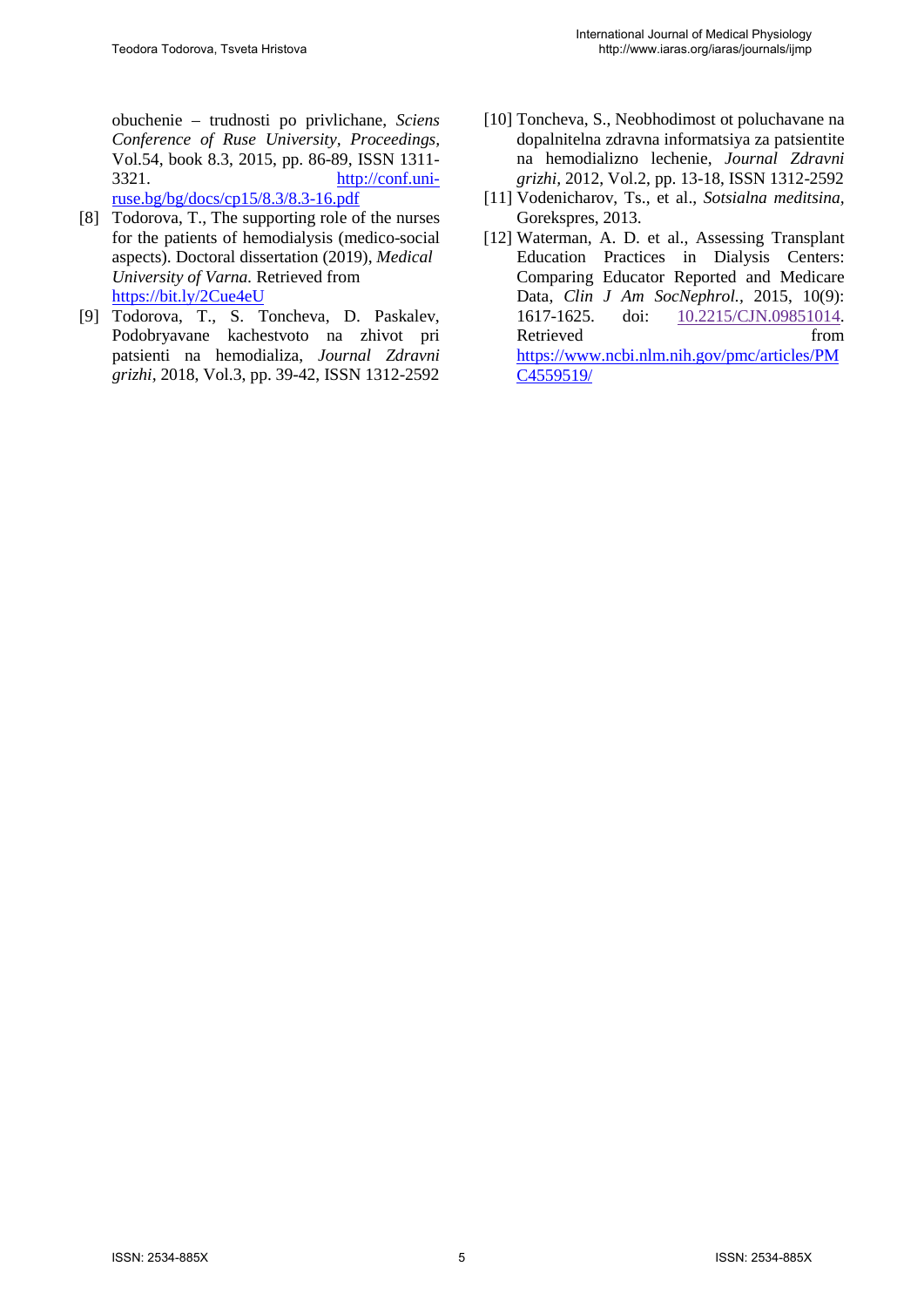obuchenie – trudnosti po privlichane, *Sciens Conference of Ruse University, Proceedings*, Vol.54, book 8.3, 2015, pp. 86-89, ISSN 1311-3321. http://conf.uni-ruse.bg/bg/docs/cp15/8.3/8.3-16.pdf

[8] Todorova, T., The supporting role of the nurses for the patients of hemodialysis (medico-social aspects). Doctoral dissertation (2019), *Medical University of Varna*. Retrieved from https://bit.ly/2Cue4eU

[9] Todorova, T., S. Toncheva, D. Paskalev, Podobryavane kachestvoto na zhivot pri patsienti na hemodializa, *Journal Zdravni grizhi*, 2018, Vol.3, pp. 39-42, ISSN 1312-2592

[10] Toncheva, S., Neobhodimost ot poluchavane na dopalnitelna zdravna informatsiya za patsientite na hemodializno lechenie, *Journal Zdravni grizhi*, 2012, Vol.2, pp. 13-18, ISSN 1312-2592

[11] Vodenicharov, Ts., et al., *Sotsialna meditsina*, Gorekspres, 2013.

[12] Waterman, A. D. et al., Assessing Transplant Education Practices in Dialysis Centers: Comparing Educator Reported and Medicare Data, *Clin J Am SocNephrol.*, 2015, 10(9): 1617-1625. doi: 10.2215/CJN.09851014. Retrieved from https://www.ncbi.nlm.nih.gov/pmc/articles/PMC4559519/